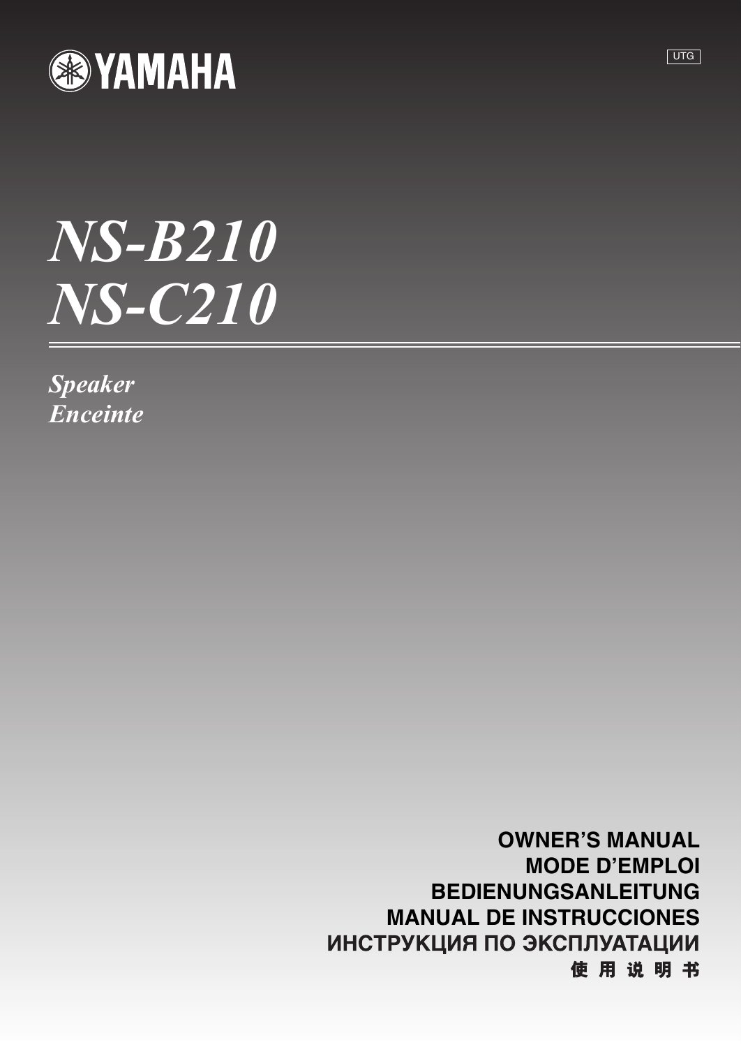YAMAHA

UTG

# NS-B210
# NS-C210

*Speaker*
*Enceinte*

**OWNER'S MANUAL**
**MODE D'EMPLOI**
**BEDIENUNGSANLEITUNG**
**MANUAL DE INSTRUCCIONES**
**ИНСТРУКЦИЯ ПО ЭКСПЛУАТАЦИИ**
**使 用 说 明 书**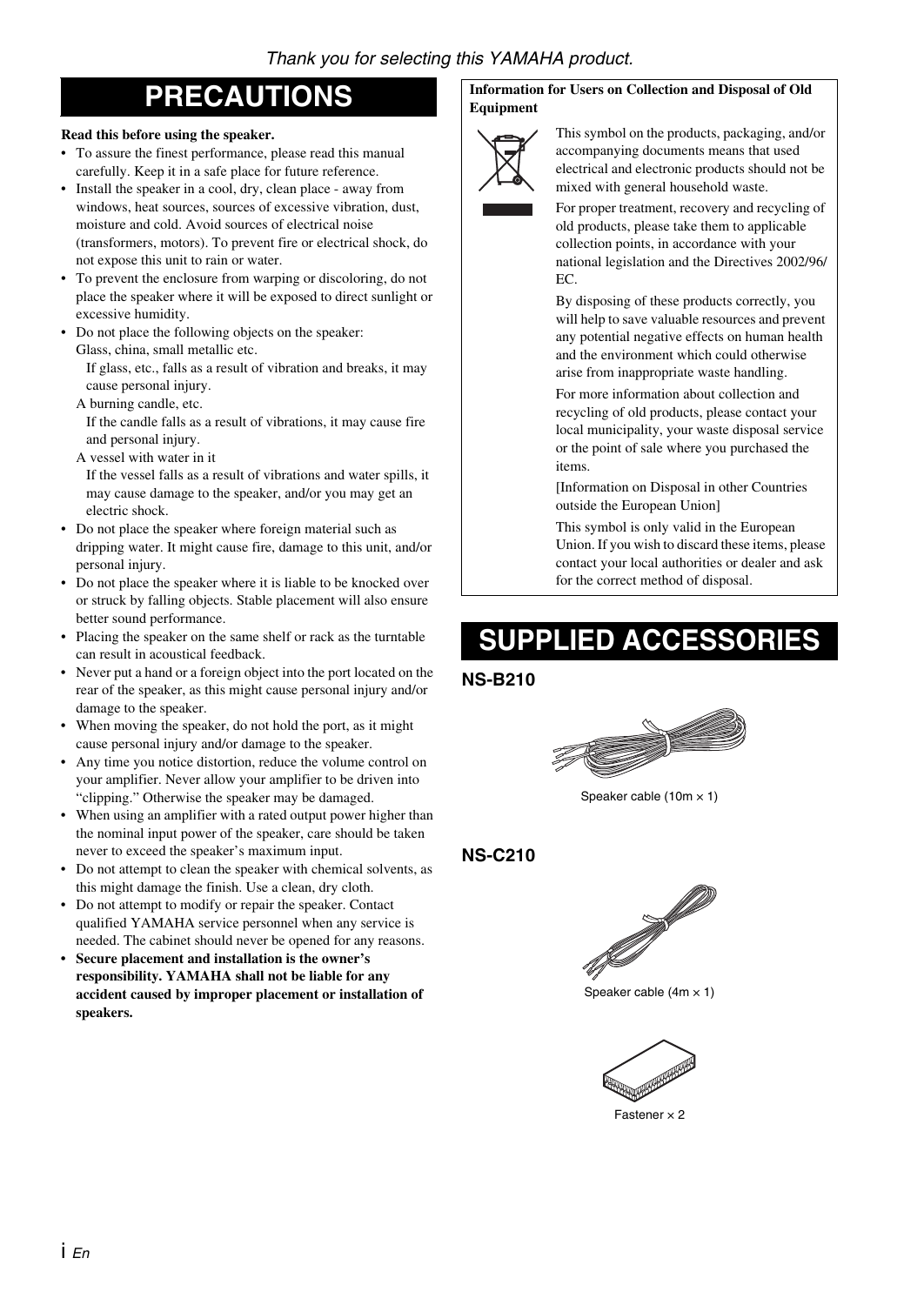*Thank you for selecting this YAMAHA product.*

# PRECAUTIONS

**Read this before using the speaker.**

- To assure the finest performance, please read this manual carefully. Keep it in a safe place for future reference.
- Install the speaker in a cool, dry, clean place - away from windows, heat sources, sources of excessive vibration, dust, moisture and cold. Avoid sources of electrical noise (transformers, motors). To prevent fire or electrical shock, do not expose this unit to rain or water.
- To prevent the enclosure from warping or discoloring, do not place the speaker where it will be exposed to direct sunlight or excessive humidity.
- Do not place the following objects on the speaker:
  Glass, china, small metallic etc.
    If glass, etc., falls as a result of vibration and breaks, it may cause personal injury.
  A burning candle, etc.
    If the candle falls as a result of vibrations, it may cause fire and personal injury.
  A vessel with water in it
    If the vessel falls as a result of vibrations and water spills, it may cause damage to the speaker, and/or you may get an electric shock.
- Do not place the speaker where foreign material such as dripping water. It might cause fire, damage to this unit, and/or personal injury.
- Do not place the speaker where it is liable to be knocked over or struck by falling objects. Stable placement will also ensure better sound performance.
- Placing the speaker on the same shelf or rack as the turntable can result in acoustical feedback.
- Never put a hand or a foreign object into the port located on the rear of the speaker, as this might cause personal injury and/or damage to the speaker.
- When moving the speaker, do not hold the port, as it might cause personal injury and/or damage to the speaker.
- Any time you notice distortion, reduce the volume control on your amplifier. Never allow your amplifier to be driven into "clipping." Otherwise the speaker may be damaged.
- When using an amplifier with a rated output power higher than the nominal input power of the speaker, care should be taken never to exceed the speaker's maximum input.
- Do not attempt to clean the speaker with chemical solvents, as this might damage the finish. Use a clean, dry cloth.
- Do not attempt to modify or repair the speaker. Contact qualified YAMAHA service personnel when any service is needed. The cabinet should never be opened for any reasons.
- **Secure placement and installation is the owner's responsibility. YAMAHA shall not be liable for any accident caused by improper placement or installation of speakers.**

**Information for Users on Collection and Disposal of Old Equipment**

This symbol on the products, packaging, and/or accompanying documents means that used electrical and electronic products should not be mixed with general household waste.

For proper treatment, recovery and recycling of old products, please take them to applicable collection points, in accordance with your national legislation and the Directives 2002/96/EC.

By disposing of these products correctly, you will help to save valuable resources and prevent any potential negative effects on human health and the environment which could otherwise arise from inappropriate waste handling.

For more information about collection and recycling of old products, please contact your local municipality, your waste disposal service or the point of sale where you purchased the items.

[Information on Disposal in other Countries outside the European Union]

This symbol is only valid in the European Union. If you wish to discard these items, please contact your local authorities or dealer and ask for the correct method of disposal.

# SUPPLIED ACCESSORIES

## NS-B210

Speaker cable (10m × 1)

## NS-C210

Speaker cable (4m × 1)

Fastener × 2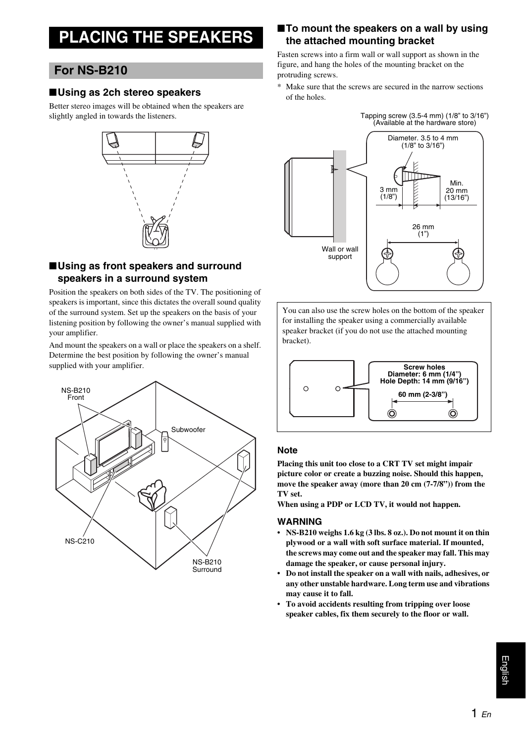# PLACING THE SPEAKERS

## For NS-B210

### ■Using as 2ch stereo speakers

Better stereo images will be obtained when the speakers are slightly angled in towards the listeners.

### ■Using as front speakers and surround speakers in a surround system

Position the speakers on both sides of the TV. The positioning of speakers is important, since this dictates the overall sound quality of the surround system. Set up the speakers on the basis of your listening position by following the owner's manual supplied with your amplifier.

And mount the speakers on a wall or place the speakers on a shelf. Determine the best position by following the owner's manual supplied with your amplifier.

NS-B210 Front

Subwoofer

NS-C210

NS-B210 Surround

### ■To mount the speakers on a wall by using the attached mounting bracket

Fasten screws into a firm wall or wall support as shown in the figure, and hang the holes of the mounting bracket on the protruding screws.

\* Make sure that the screws are secured in the narrow sections of the holes.

Tapping screw (3.5-4 mm) (1/8" to 3/16") (Available at the hardware store)

Diameter. 3.5 to 4 mm (1/8" to 3/16")

3 mm (1/8")

Min. 20 mm (13/16")

26 mm (1")

Wall or wall support

You can also use the screw holes on the bottom of the speaker for installing the speaker using a commercially available speaker bracket (if you do not use the attached mounting bracket).

**Screw holes**
**Diameter: 6 mm (1/4")**
**Hole Depth: 14 mm (9/16")**

**60 mm (2-3/8")**

#### Note

**Placing this unit too close to a CRT TV set might impair picture color or create a buzzing noise. Should this happen, move the speaker away (more than 20 cm (7-7/8")) from the TV set.**
**When using a PDP or LCD TV, it would not happen.**

#### WARNING

- **NS-B210 weighs 1.6 kg (3 lbs. 8 oz.). Do not mount it on thin plywood or a wall with soft surface material. If mounted, the screws may come out and the speaker may fall. This may damage the speaker, or cause personal injury.**
- **Do not install the speaker on a wall with nails, adhesives, or any other unstable hardware. Long term use and vibrations may cause it to fall.**
- **To avoid accidents resulting from tripping over loose speaker cables, fix them securely to the floor or wall.**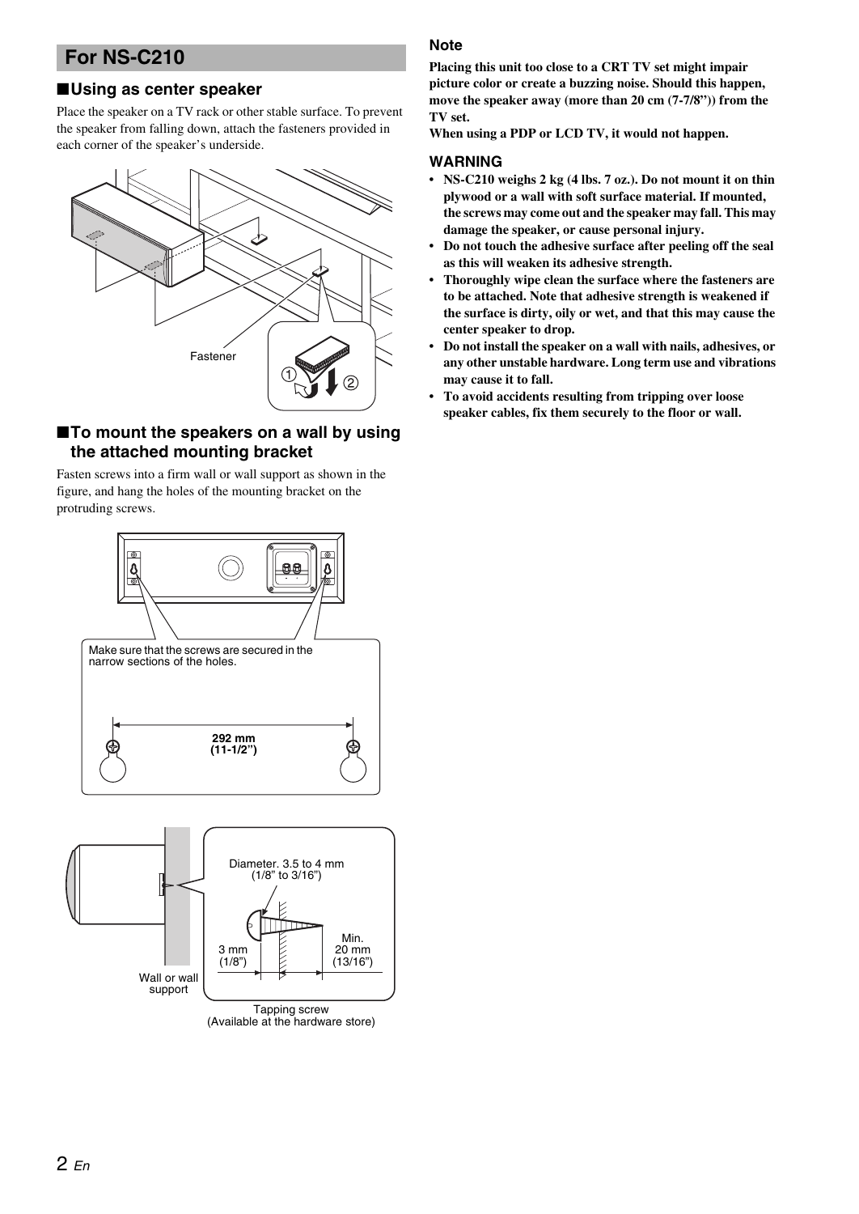# For NS-C210

## ■Using as center speaker

Place the speaker on a TV rack or other stable surface. To prevent the speaker from falling down, attach the fasteners provided in each corner of the speaker's underside.

Fastener

## ■To mount the speakers on a wall by using the attached mounting bracket

Fasten screws into a firm wall or wall support as shown in the figure, and hang the holes of the mounting bracket on the protruding screws.

Make sure that the screws are secured in the narrow sections of the holes.

292 mm (11-1/2")

Diameter. 3.5 to 4 mm (1/8" to 3/16")

3 mm (1/8")

Min. 20 mm (13/16")

Wall or wall support

Tapping screw (Available at the hardware store)

### Note

**Placing this unit too close to a CRT TV set might impair picture color or create a buzzing noise. Should this happen, move the speaker away (more than 20 cm (7-7/8")) from the TV set.**

**When using a PDP or LCD TV, it would not happen.**

### WARNING

- **NS-C210 weighs 2 kg (4 lbs. 7 oz.). Do not mount it on thin plywood or a wall with soft surface material. If mounted, the screws may come out and the speaker may fall. This may damage the speaker, or cause personal injury.**
- **Do not touch the adhesive surface after peeling off the seal as this will weaken its adhesive strength.**
- **Thoroughly wipe clean the surface where the fasteners are to be attached. Note that adhesive strength is weakened if the surface is dirty, oily or wet, and that this may cause the center speaker to drop.**
- **Do not install the speaker on a wall with nails, adhesives, or any other unstable hardware. Long term use and vibrations may cause it to fall.**
- **To avoid accidents resulting from tripping over loose speaker cables, fix them securely to the floor or wall.**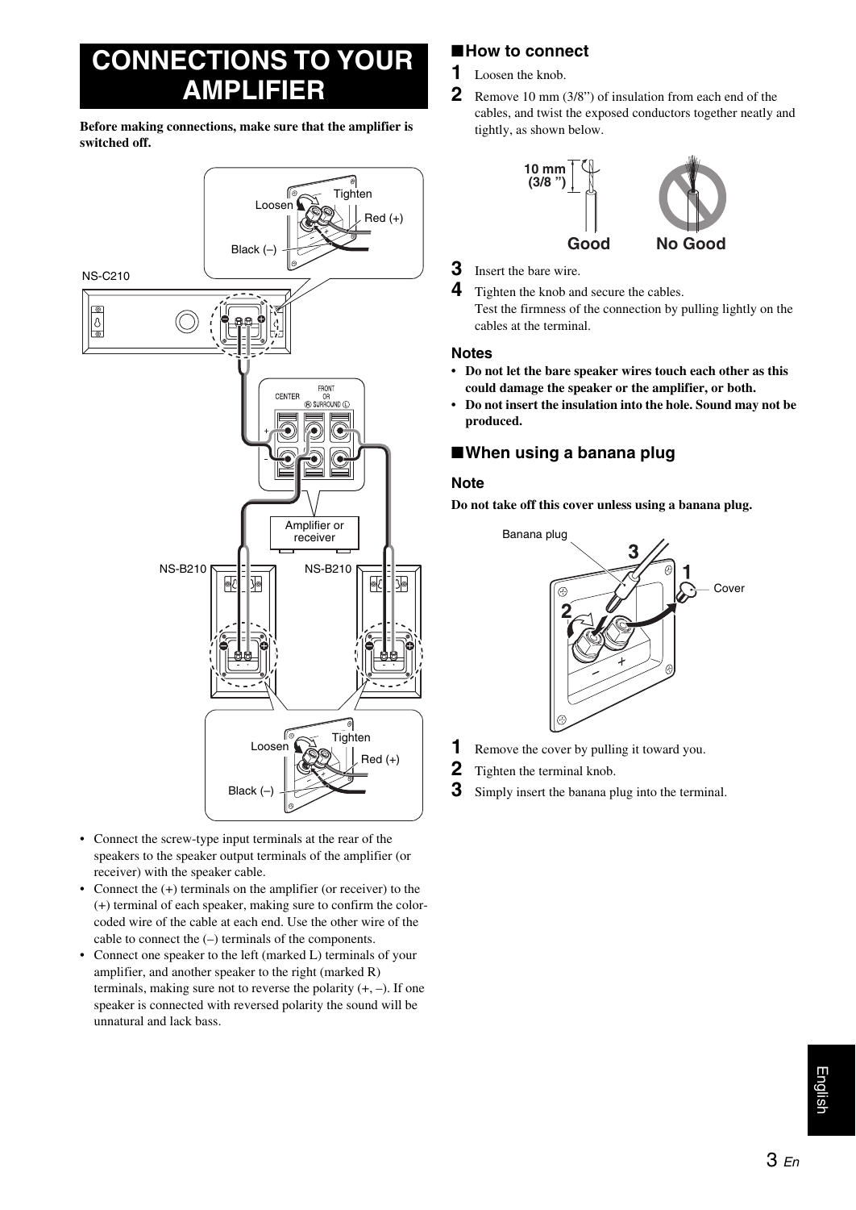# CONNECTIONS TO YOUR AMPLIFIER

**Before making connections, make sure that the amplifier is switched off.**

- Connect the screw-type input terminals at the rear of the speakers to the speaker output terminals of the amplifier (or receiver) with the speaker cable.
- Connect the (+) terminals on the amplifier (or receiver) to the (+) terminal of each speaker, making sure to confirm the color-coded wire of the cable at each end. Use the other wire of the cable to connect the (–) terminals of the components.
- Connect one speaker to the left (marked L) terminals of your amplifier, and another speaker to the right (marked R) terminals, making sure not to reverse the polarity (+, –). If one speaker is connected with reversed polarity the sound will be unnatural and lack bass.

## ■How to connect

**1** Loosen the knob.

**2** Remove 10 mm (3/8") of insulation from each end of the cables, and twist the exposed conductors together neatly and tightly, as shown below.

**3** Insert the bare wire.

**4** Tighten the knob and secure the cables.
Test the firmness of the connection by pulling lightly on the cables at the terminal.

### Notes

- **Do not let the bare speaker wires touch each other as this could damage the speaker or the amplifier, or both.**
- **Do not insert the insulation into the hole. Sound may not be produced.**

## ■When using a banana plug

### Note

**Do not take off this cover unless using a banana plug.**

**1** Remove the cover by pulling it toward you.

**2** Tighten the terminal knob.

**3** Simply insert the banana plug into the terminal.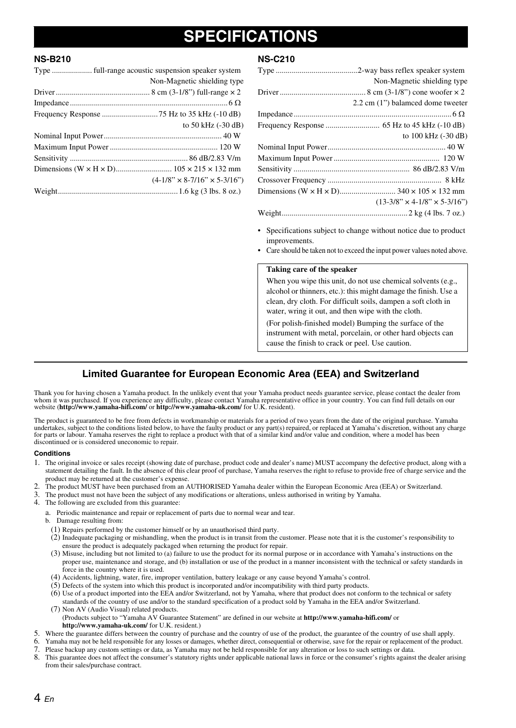# SPECIFICATIONS

## NS-B210

Type .................... full-range acoustic suspension speaker system
Non-Magnetic shielding type

Driver ............................................... 8 cm (3-1/8") full-range × 2

Impedance ............................................................................... 6 Ω

Frequency Response ............................ 75 Hz to 35 kHz (-10 dB)
to 50 kHz (-30 dB)

Nominal Input Power ........................................................... 40 W

Maximum Input Power ...................................................... 120 W

Sensitivity .......................................................... 86 dB/2.83 V/m

Dimensions (W × H × D)............................ 105 × 215 × 132 mm
(4-1/8" × 8-7/16" × 5-3/16")

Weight ........................................................... 1.6 kg (3 lbs. 8 oz.)

## NS-C210

Type .........................................2-way bass reflex speaker system
Non-Magnetic shielding type

Driver ........................................... 8 cm (3-1/8") cone woofer × 2
2.2 cm (1") balamced dome tweeter

Impedance ............................................................................... 6 Ω

Frequency Response ........................... 65 Hz to 45 kHz (-10 dB)
to 100 kHz (-30 dB)

Nominal Input Power ........................................................... 40 W

Maximum Input Power ...................................................... 120 W

Sensitivity .......................................................... 86 dB/2.83 V/m

Crossover Frequency ........................................................ 8 kHz

Dimensions (W × H × D)............................ 340 × 105 × 132 mm
(13-3/8" × 4-1/8" × 5-3/16")

Weight ............................................................... 2 kg (4 lbs. 7 oz.)

- Specifications subject to change without notice due to product improvements.
- Care should be taken not to exceed the input power values noted above.

**Taking care of the speaker**

When you wipe this unit, do not use chemical solvents (e.g., alcohol or thinners, etc.): this might damage the finish. Use a clean, dry cloth. For difficult soils, dampen a soft cloth in water, wring it out, and then wipe with the cloth.

(For polish-finished model) Bumping the surface of the instrument with metal, porcelain, or other hard objects can cause the finish to crack or peel. Use caution.

## Limited Guarantee for European Economic Area (EEA) and Switzerland

Thank you for having chosen a Yamaha product. In the unlikely event that your Yamaha product needs guarantee service, please contact the dealer from whom it was purchased. If you experience any difficulty, please contact Yamaha representative office in your country. You can find full details on our website (**http://www.yamaha-hifi.com/** or **http://www.yamaha-uk.com/** for U.K. resident).

The product is guaranteed to be free from defects in workmanship or materials for a period of two years from the date of the original purchase. Yamaha undertakes, subject to the conditions listed below, to have the faulty product or any part(s) repaired, or replaced at Yamaha's discretion, without any charge for parts or labour. Yamaha reserves the right to replace a product with that of a similar kind and/or value and condition, where a model has been discontinued or is considered uneconomic to repair.

**Conditions**

1. The original invoice or sales receipt (showing date of purchase, product code and dealer's name) MUST accompany the defective product, along with a statement detailing the fault. In the absence of this clear proof of purchase, Yamaha reserves the right to refuse to provide free of charge service and the product may be returned at the customer's expense.
2. The product MUST have been purchased from an AUTHORISED Yamaha dealer within the European Economic Area (EEA) or Switzerland.
3. The product must not have been the subject of any modifications or alterations, unless authorised in writing by Yamaha.
4. The following are excluded from this guarantee:
   a. Periodic maintenance and repair or replacement of parts due to normal wear and tear.
   b. Damage resulting from:
      (1) Repairs performed by the customer himself or by an unauthorised third party.
      (2) Inadequate packaging or mishandling, when the product is in transit from the customer. Please note that it is the customer's responsibility to ensure the product is adequately packaged when returning the product for repair.
      (3) Misuse, including but not limited to (a) failure to use the product for its normal purpose or in accordance with Yamaha's instructions on the proper use, maintenance and storage, and (b) installation or use of the product in a manner inconsistent with the technical or safety standards in force in the country where it is used.
      (4) Accidents, lightning, water, fire, improper ventilation, battery leakage or any cause beyond Yamaha's control.
      (5) Defects of the system into which this product is incorporated and/or incompatibility with third party products.
      (6) Use of a product imported into the EEA and/or Switzerland, not by Yamaha, where that product does not conform to the technical or safety standards of the country of use and/or to the standard specification of a product sold by Yamaha in the EEA and/or Switzerland.
      (7) Non AV (Audio Visual) related products.
      (Products subject to "Yamaha AV Guarantee Statement" are defined in our website at **http://www.yamaha-hifi.com/** or **http://www.yamaha-uk.com/** for U.K. resident.)
5. Where the guarantee differs between the country of purchase and the country of use of the product, the guarantee of the country of use shall apply.
6. Yamaha may not be held responsible for any losses or damages, whether direct, consequential or otherwise, save for the repair or replacement of the product.
7. Please backup any custom settings or data, as Yamaha may not be held responsible for any alteration or loss to such settings or data.
8. This guarantee does not affect the consumer's statutory rights under applicable national laws in force or the consumer's rights against the dealer arising from their sales/purchase contract.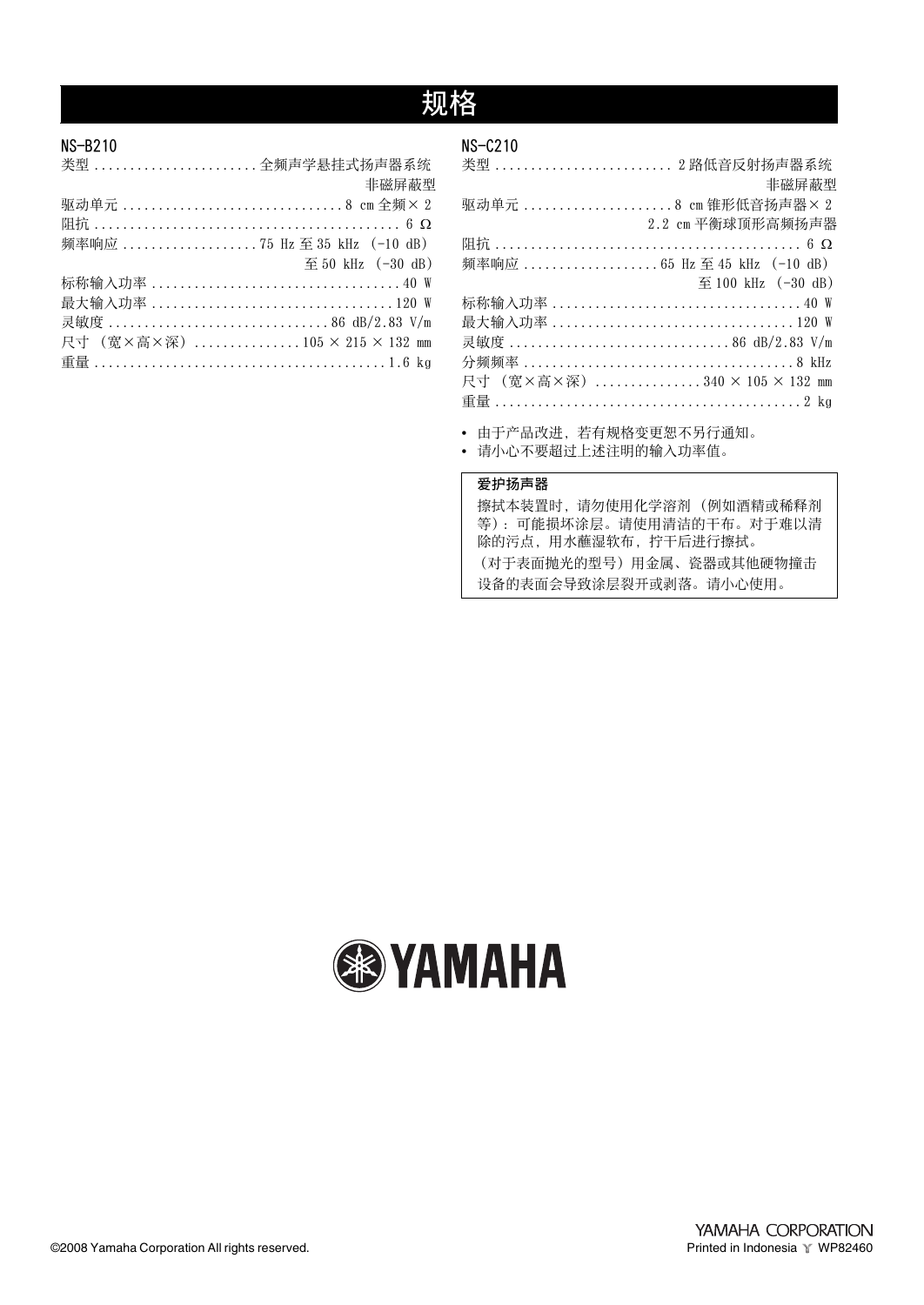# 规格

## NS-B210

类型 ........................ 全频声学悬挂式扬声器系统
非磁屏蔽型
驱动单元 ............................... 8 cm 全频× 2
阻抗 ............................................ 6 Ω
频率响应 ................... 75 Hz 至 35 kHz （-10 dB）
至 50 kHz （-30 dB）
标称输入功率 ................................... 40 W
最大输入功率 .................................. 120 W
灵敏度 ............................... 86 dB/2.83 V/m
尺寸 （宽×高×深） ............... 105 × 215 × 132 mm
重量 ......................................... 1.6 kg

## NS-C210

类型 ......................... 2 路低音反射扬声器系统
非磁屏蔽型
驱动单元 ..................... 8 cm 锥形低音扬声器× 2
2.2 cm 平衡球顶形高频扬声器
阻抗 ............................................ 6 Ω
频率响应 ................... 65 Hz 至 45 kHz （-10 dB）
至 100 kHz （-30 dB）
标称输入功率 ................................... 40 W
最大输入功率 .................................. 120 W
灵敏度 ............................... 86 dB/2.83 V/m
分频频率 ...................................... 8 kHz
尺寸 （宽×高×深） ............... 340 × 105 × 132 mm
重量 ........................................... 2 kg

- 由于产品改进，若有规格变更恕不另行通知。
- 请小心不要超过上述注明的输入功率值。

**爱护扬声器**

擦拭本装置时，请勿使用化学溶剂（例如酒精或稀释剂等）：可能损坏涂层。请使用清洁的干布。对于难以清除的污点，用水蘸湿软布，拧干后进行擦拭。

（对于表面抛光的型号）用金属、瓷器或其他硬物撞击设备的表面会导致涂层裂开或剥落。请小心使用。

YAMAHA

YAMAHA CORPORATION

©2008 Yamaha Corporation All rights reserved.

Printed in Indonesia WP82460